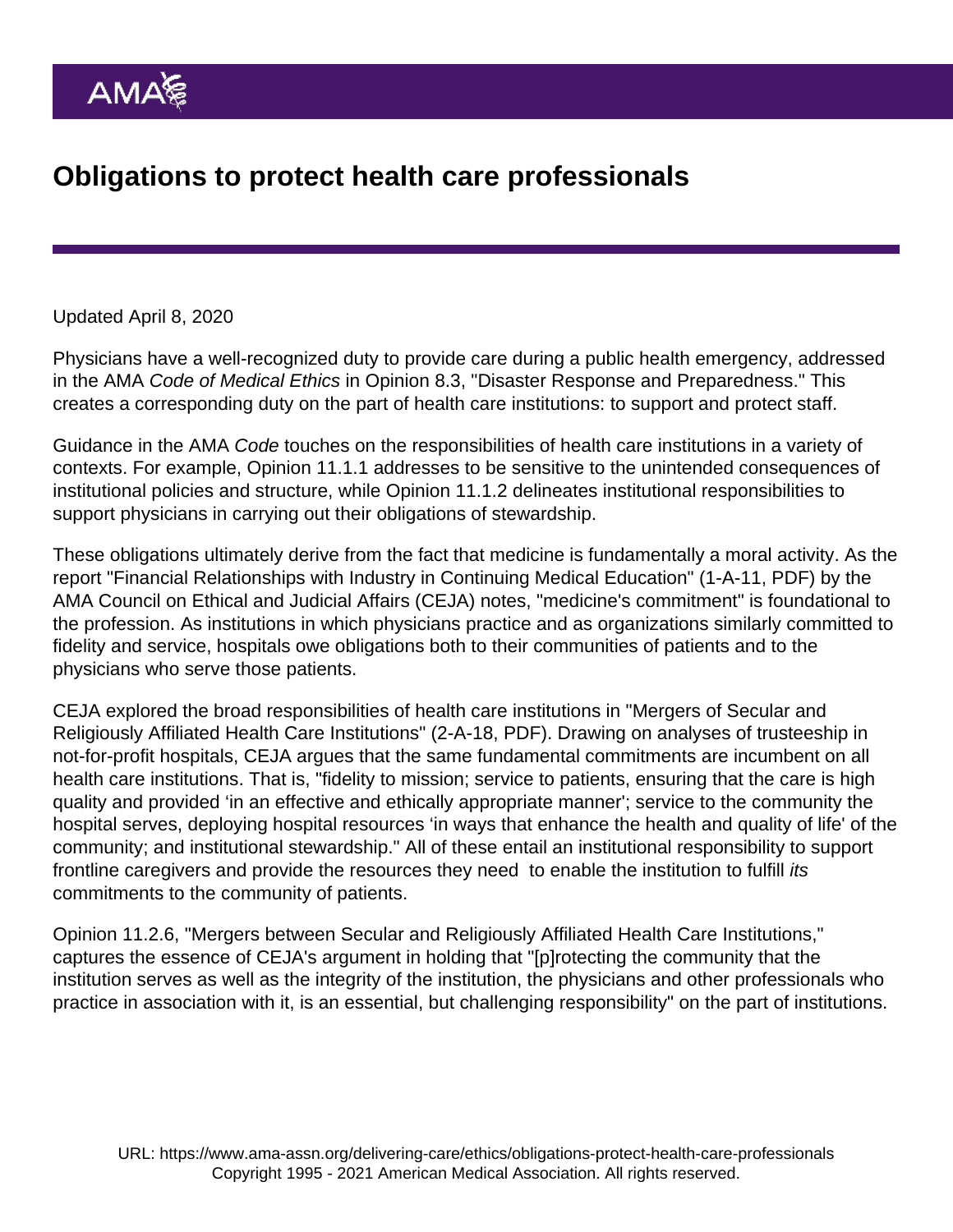# Obligations to protect health care professionals

Updated April 8, 2020

Physicians have a well-recognized duty to provide care during a public health emergency, addressed in the AMA *Code of Medical Ethics* in Opinion 8.3, "Disaster Response and Preparedness." This creates a corresponding duty on the part of health care institutions: to support and protect staff.

Guidance in the AMA *Code* touches on the responsibilities of health care institutions in a variety of contexts. For example, Opinion 11.1.1 addresses to be sensitive to the unintended consequences of institutional policies and structure, while Opinion 11.1.2 delineates institutional responsibilities to support physicians in carrying out their obligations of stewardship.

These obligations ultimately derive from the fact that medicine is fundamentally a moral activity. As the report "Financial Relationships with Industry in Continuing Medical Education" (1-A-11, PDF) by the AMA Council on Ethical and Judicial Affairs (CEJA) notes, "medicine's commitment" is foundational to the profession. As institutions in which physicians practice and as organizations similarly committed to fidelity and service, hospitals owe obligations both to their communities of patients and to the physicians who serve those patients.

CEJA explored the broad responsibilities of health care institutions in "Mergers of Secular and Religiously Affiliated Health Care Institutions" (2-A-18, PDF). Drawing on analyses of trusteeship in not-for-profit hospitals, CEJA argues that the same fundamental commitments are incumbent on all health care institutions. That is, "fidelity to mission; service to patients, ensuring that the care is high quality and provided 'in an effective and ethically appropriate manner'; service to the community the hospital serves, deploying hospital resources 'in ways that enhance the health and quality of life' of the community; and institutional stewardship." All of these entail an institutional responsibility to support frontline caregivers and provide the resources they need to enable the institution to fulfill *its* commitments to the community of patients.

Opinion 11.2.6, "Mergers between Secular and Religiously Affiliated Health Care Institutions," captures the essence of CEJA's argument in holding that "[p]rotecting the community that the institution serves as well as the integrity of the institution, the physicians and other professionals who practice in association with it, is an essential, but challenging responsibility" on the part of institutions.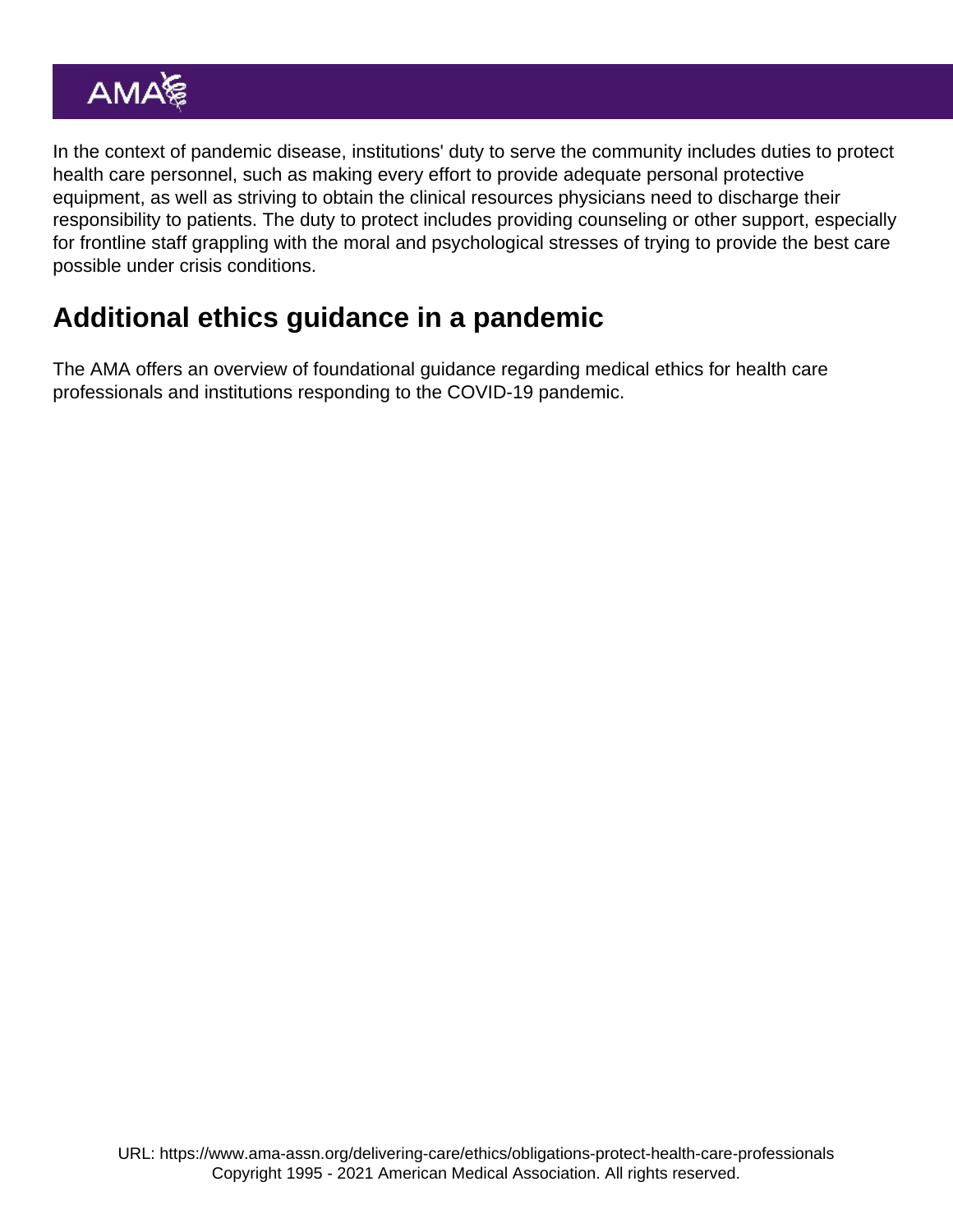In the context of pandemic disease, institutions' duty to serve the community includes duties to protect health care personnel, such as making every effort to provide adequate personal protective equipment, as well as striving to obtain the clinical resources physicians need to discharge their responsibility to patients. The duty to protect includes providing counseling or other support, especially for frontline staff grappling with the moral and psychological stresses of trying to provide the best care possible under crisis conditions.

## Additional ethics guidance in a pandemic

The AMA offers an overview of foundational guidance regarding medical ethics for health care professionals and institutions responding to the COVID-19 pandemic.